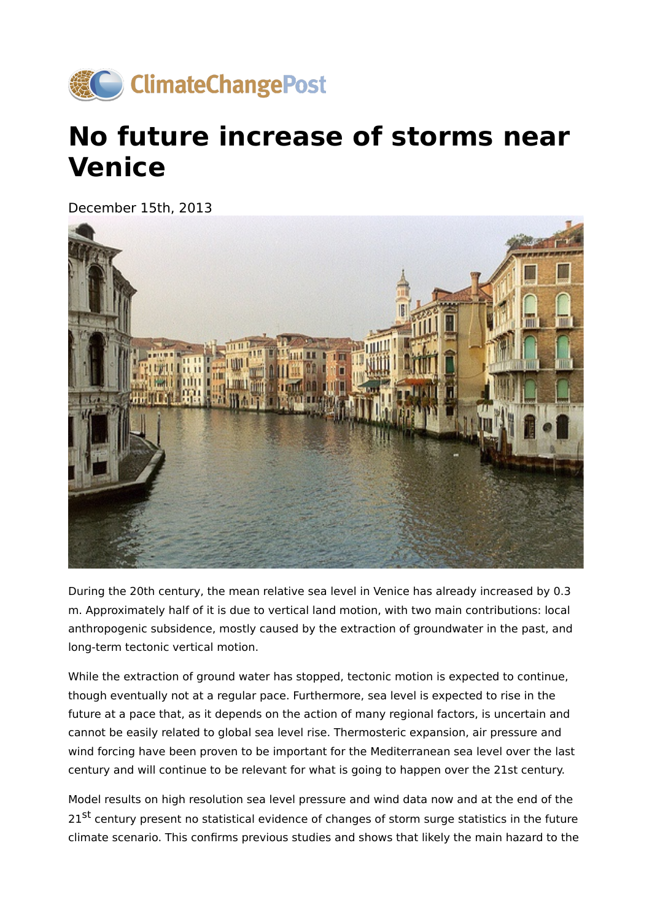ClimateChangePost

# No future increase of storms near Venice

December 15th, 2013

During the 20th century, the mean relative sea level in Venice has already increased by 0.3 m. Approximately half of it is due to vertical land motion, with two main contributions: local anthropogenic subsidence, mostly caused by the extraction of groundwater in the past, and long-term tectonic vertical motion.

While the extraction of ground water has stopped, tectonic motion is expected to continue, though eventually not at a regular pace. Furthermore, sea level is expected to rise in the future at a pace that, as it depends on the action of many regional factors, is uncertain and cannot be easily related to global sea level rise. Thermosteric expansion, air pressure and wind forcing have been proven to be important for the Mediterranean sea level over the last century and will continue to be relevant for what is going to happen over the 21st century.

Model results on high resolution sea level pressure and wind data now and at the end of the 21$^{st}$ century present no statistical evidence of changes of storm surge statistics in the future climate scenario. This confirms previous studies and shows that likely the main hazard to the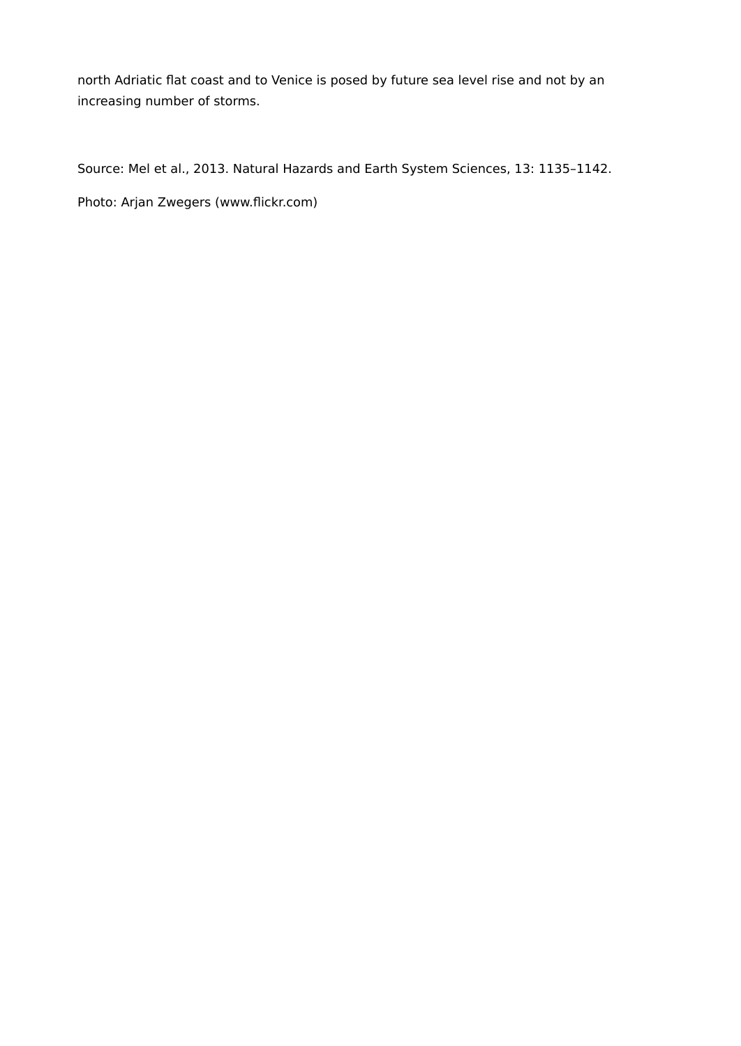north Adriatic flat coast and to Venice is posed by future sea level rise and not by an increasing number of storms.

Source: Mel et al., 2013. Natural Hazards and Earth System Sciences, 13: 1135–1142.

Photo: Arjan Zwegers (www.flickr.com)